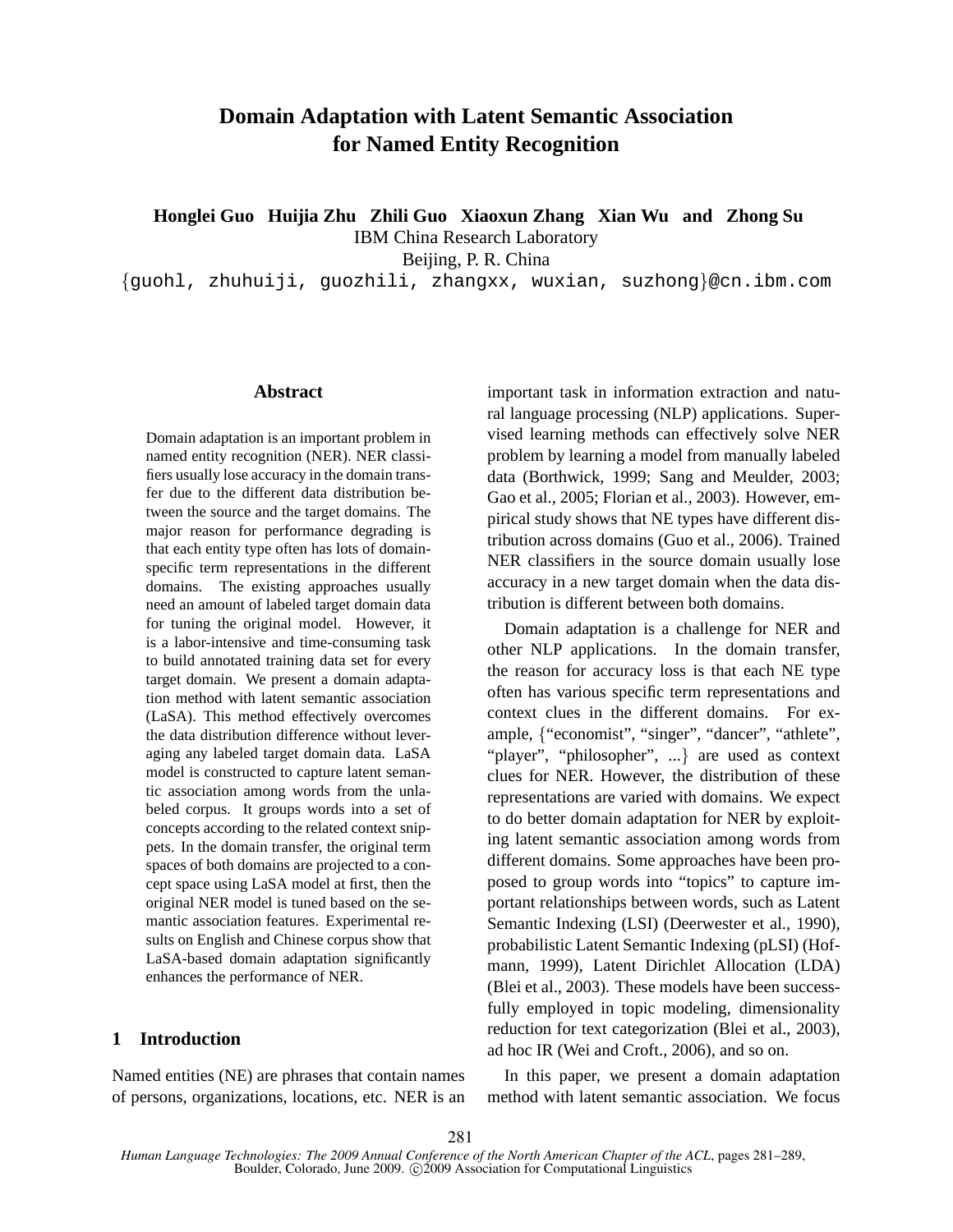# Domain Adaptation with Latent Semantic Association for Named Entity Recognition

**Honglei Guo Huijia Zhu Zhili Guo Xiaoxun Zhang Xian Wu and Zhong Su**
IBM China Research Laboratory
Beijing, P. R. China
{guohl, zhuhuiji, guozhili, zhangxx, wuxian, suzhong}@cn.ibm.com

## Abstract

Domain adaptation is an important problem in named entity recognition (NER). NER classifiers usually lose accuracy in the domain transfer due to the different data distribution between the source and the target domains. The major reason for performance degrading is that each entity type often has lots of domain-specific term representations in the different domains. The existing approaches usually need an amount of labeled target domain data for tuning the original model. However, it is a labor-intensive and time-consuming task to build annotated training data set for every target domain. We present a domain adaptation method with latent semantic association (LaSA). This method effectively overcomes the data distribution difference without leveraging any labeled target domain data. LaSA model is constructed to capture latent semantic association among words from the unlabeled corpus. It groups words into a set of concepts according to the related context snippets. In the domain transfer, the original term spaces of both domains are projected to a concept space using LaSA model at first, then the original NER model is tuned based on the semantic association features. Experimental results on English and Chinese corpus show that LaSA-based domain adaptation significantly enhances the performance of NER.

## 1 Introduction

Named entities (NE) are phrases that contain names of persons, organizations, locations, etc. NER is an important task in information extraction and natural language processing (NLP) applications. Supervised learning methods can effectively solve NER problem by learning a model from manually labeled data (Borthwick, 1999; Sang and Meulder, 2003; Gao et al., 2005; Florian et al., 2003). However, empirical study shows that NE types have different distribution across domains (Guo et al., 2006). Trained NER classifiers in the source domain usually lose accuracy in a new target domain when the data distribution is different between both domains.

Domain adaptation is a challenge for NER and other NLP applications. In the domain transfer, the reason for accuracy loss is that each NE type often has various specific term representations and context clues in the different domains. For example, {"economist", "singer", "dancer", "athlete", "player", "philosopher", ...} are used as context clues for NER. However, the distribution of these representations are varied with domains. We expect to do better domain adaptation for NER by exploiting latent semantic association among words from different domains. Some approaches have been proposed to group words into "topics" to capture important relationships between words, such as Latent Semantic Indexing (LSI) (Deerwester et al., 1990), probabilistic Latent Semantic Indexing (pLSI) (Hofmann, 1999), Latent Dirichlet Allocation (LDA) (Blei et al., 2003). These models have been successfully employed in topic modeling, dimensionality reduction for text categorization (Blei et al., 2003), ad hoc IR (Wei and Croft., 2006), and so on.

In this paper, we present a domain adaptation method with latent semantic association. We focus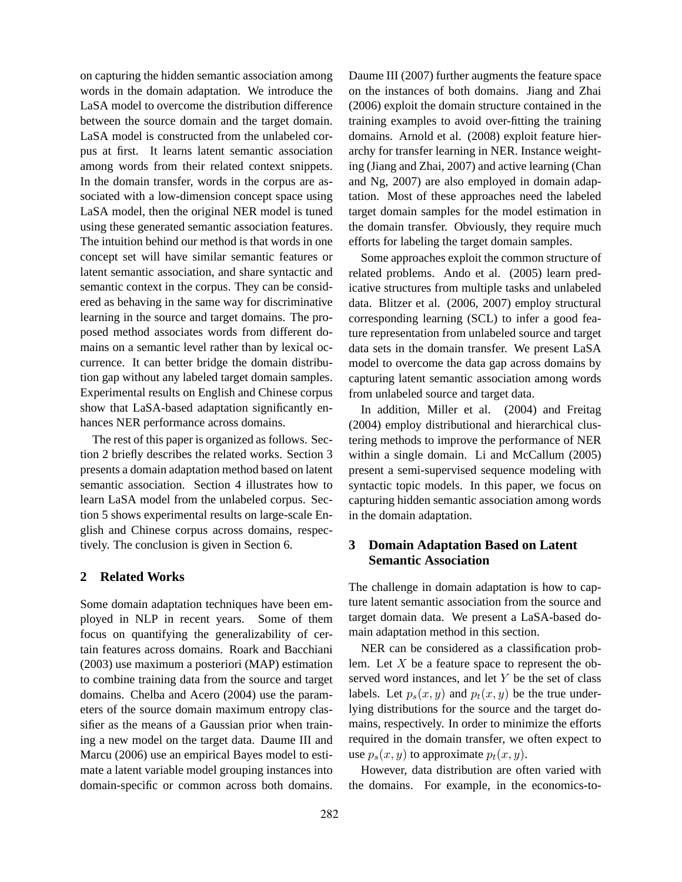on capturing the hidden semantic association among words in the domain adaptation. We introduce the LaSA model to overcome the distribution difference between the source domain and the target domain. LaSA model is constructed from the unlabeled corpus at first. It learns latent semantic association among words from their related context snippets. In the domain transfer, words in the corpus are associated with a low-dimension concept space using LaSA model, then the original NER model is tuned using these generated semantic association features. The intuition behind our method is that words in one concept set will have similar semantic features or latent semantic association, and share syntactic and semantic context in the corpus. They can be considered as behaving in the same way for discriminative learning in the source and target domains. The proposed method associates words from different domains on a semantic level rather than by lexical occurrence. It can better bridge the domain distribution gap without any labeled target domain samples. Experimental results on English and Chinese corpus show that LaSA-based adaptation significantly enhances NER performance across domains.

The rest of this paper is organized as follows. Section 2 briefly describes the related works. Section 3 presents a domain adaptation method based on latent semantic association. Section 4 illustrates how to learn LaSA model from the unlabeled corpus. Section 5 shows experimental results on large-scale English and Chinese corpus across domains, respectively. The conclusion is given in Section 6.

## 2 Related Works

Some domain adaptation techniques have been employed in NLP in recent years. Some of them focus on quantifying the generalizability of certain features across domains. Roark and Bacchiani (2003) use maximum a posteriori (MAP) estimation to combine training data from the source and target domains. Chelba and Acero (2004) use the parameters of the source domain maximum entropy classifier as the means of a Gaussian prior when training a new model on the target data. Daume III and Marcu (2006) use an empirical Bayes model to estimate a latent variable model grouping instances into domain-specific or common across both domains. Daume III (2007) further augments the feature space on the instances of both domains. Jiang and Zhai (2006) exploit the domain structure contained in the training examples to avoid over-fitting the training domains. Arnold et al. (2008) exploit feature hierarchy for transfer learning in NER. Instance weighting (Jiang and Zhai, 2007) and active learning (Chan and Ng, 2007) are also employed in domain adaptation. Most of these approaches need the labeled target domain samples for the model estimation in the domain transfer. Obviously, they require much efforts for labeling the target domain samples.

Some approaches exploit the common structure of related problems. Ando et al. (2005) learn predicative structures from multiple tasks and unlabeled data. Blitzer et al. (2006, 2007) employ structural corresponding learning (SCL) to infer a good feature representation from unlabeled source and target data sets in the domain transfer. We present LaSA model to overcome the data gap across domains by capturing latent semantic association among words from unlabeled source and target data.

In addition, Miller et al. (2004) and Freitag (2004) employ distributional and hierarchical clustering methods to improve the performance of NER within a single domain. Li and McCallum (2005) present a semi-supervised sequence modeling with syntactic topic models. In this paper, we focus on capturing hidden semantic association among words in the domain adaptation.

## 3 Domain Adaptation Based on Latent Semantic Association

The challenge in domain adaptation is how to capture latent semantic association from the source and target domain data. We present a LaSA-based domain adaptation method in this section.

NER can be considered as a classification problem. Let $X$ be a feature space to represent the observed word instances, and let $Y$ be the set of class labels. Let $p_s(x, y)$ and $p_t(x, y)$ be the true underlying distributions for the source and the target domains, respectively. In order to minimize the efforts required in the domain transfer, we often expect to use $p_s(x, y)$ to approximate $p_t(x, y)$.

However, data distribution are often varied with the domains. For example, in the economics-to-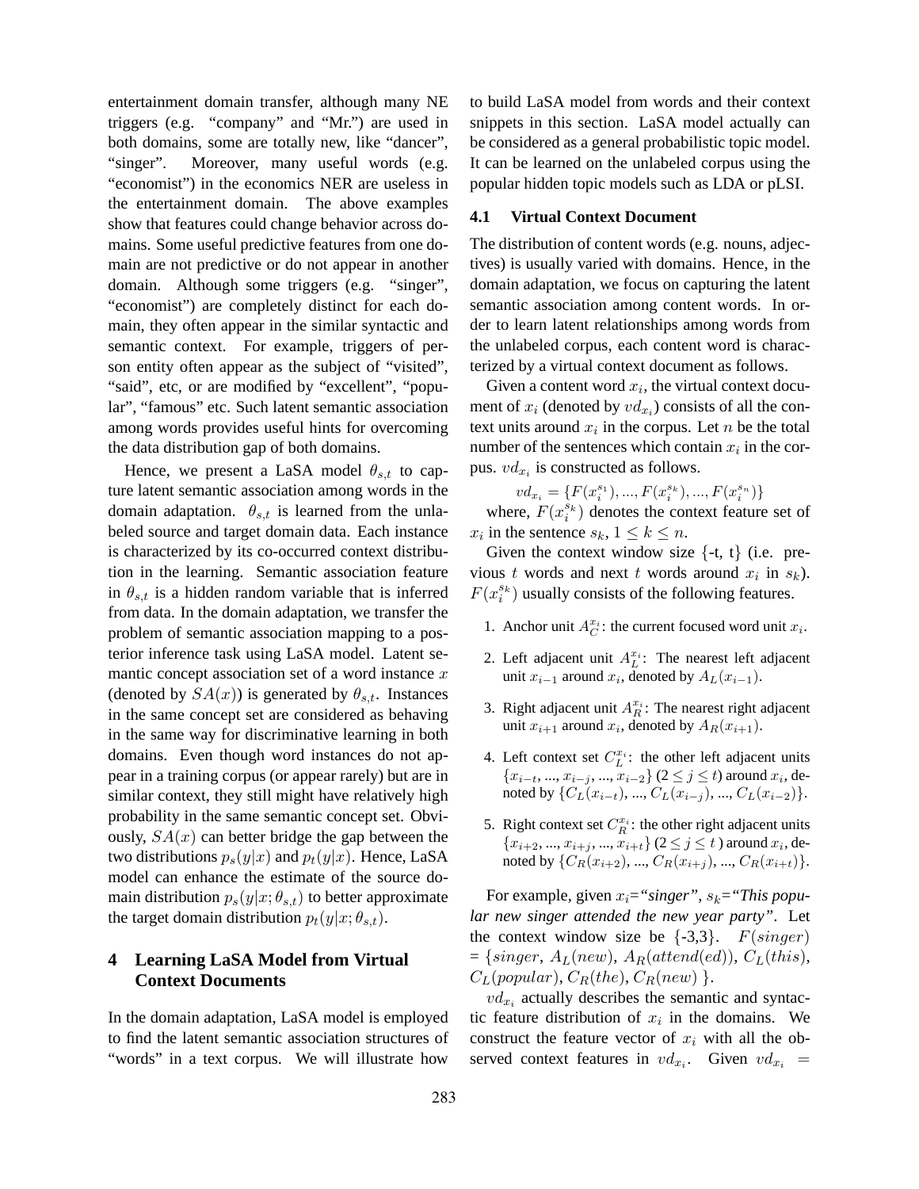entertainment domain transfer, although many NE triggers (e.g. "company" and "Mr.") are used in both domains, some are totally new, like "dancer", "singer". Moreover, many useful words (e.g. "economist") in the economics NER are useless in the entertainment domain. The above examples show that features could change behavior across domains. Some useful predictive features from one domain are not predictive or do not appear in another domain. Although some triggers (e.g. "singer", "economist") are completely distinct for each domain, they often appear in the similar syntactic and semantic context. For example, triggers of person entity often appear as the subject of "visited", "said", etc, or are modified by "excellent", "popular", "famous" etc. Such latent semantic association among words provides useful hints for overcoming the data distribution gap of both domains.

Hence, we present a LaSA model $\theta_{s,t}$ to capture latent semantic association among words in the domain adaptation. $\theta_{s,t}$ is learned from the unlabeled source and target domain data. Each instance is characterized by its co-occurred context distribution in the learning. Semantic association feature in $\theta_{s,t}$ is a hidden random variable that is inferred from data. In the domain adaptation, we transfer the problem of semantic association mapping to a posterior inference task using LaSA model. Latent semantic concept association set of a word instance $x$ (denoted by $SA(x)$) is generated by $\theta_{s,t}$. Instances in the same concept set are considered as behaving in the same way for discriminative learning in both domains. Even though word instances do not appear in a training corpus (or appear rarely) but are in similar context, they still might have relatively high probability in the same semantic concept set. Obviously, $SA(x)$ can better bridge the gap between the two distributions $p_s(y|x)$ and $p_t(y|x)$. Hence, LaSA model can enhance the estimate of the source domain distribution $p_s(y|x;\theta_{s,t})$ to better approximate the target domain distribution $p_t(y|x;\theta_{s,t})$.

## 4 Learning LaSA Model from Virtual Context Documents

In the domain adaptation, LaSA model is employed to find the latent semantic association structures of "words" in a text corpus. We will illustrate how to build LaSA model from words and their context snippets in this section. LaSA model actually can be considered as a general probabilistic topic model. It can be learned on the unlabeled corpus using the popular hidden topic models such as LDA or pLSI.

### 4.1 Virtual Context Document

The distribution of content words (e.g. nouns, adjectives) is usually varied with domains. Hence, in the domain adaptation, we focus on capturing the latent semantic association among content words. In order to learn latent relationships among words from the unlabeled corpus, each content word is characterized by a virtual context document as follows.

Given a content word $x_i$, the virtual context document of $x_i$ (denoted by $vd_{x_i}$) consists of all the context units around $x_i$ in the corpus. Let $n$ be the total number of the sentences which contain $x_i$ in the corpus. $vd_{x_i}$ is constructed as follows.

$$vd_{x_i} = \{F(x_i^{s_1}), ..., F(x_i^{s_k}), ..., F(x_i^{s_n})\}$$

where, $F(x_i^{s_k})$ denotes the context feature set of $x_i$ in the sentence $s_k$, $1 \leq k \leq n$.

Given the context window size {-t, t} (i.e. previous $t$ words and next $t$ words around $x_i$ in $s_k$). $F(x_i^{s_k})$ usually consists of the following features.

1. Anchor unit $A_C^{x_i}$: the current focused word unit $x_i$.
2. Left adjacent unit $A_L^{x_i}$: The nearest left adjacent unit $x_{i-1}$ around $x_i$, denoted by $A_L(x_{i-1})$.
3. Right adjacent unit $A_R^{x_i}$: The nearest right adjacent unit $x_{i+1}$ around $x_i$, denoted by $A_R(x_{i+1})$.
4. Left context set $C_L^{x_i}$: the other left adjacent units $\{x_{i-t}, ..., x_{i-j}, ..., x_{i-2}\}$ $(2 \leq j \leq t)$ around $x_i$, denoted by $\{C_L(x_{i-t}), ..., C_L(x_{i-j}), ..., C_L(x_{i-2})\}$.
5. Right context set $C_R^{x_i}$: the other right adjacent units $\{x_{i+2}, ..., x_{i+j}, ..., x_{i+t}\}$ $(2 \leq j \leq t)$ around $x_i$, denoted by $\{C_R(x_{i+2}), ..., C_R(x_{i+j}), ..., C_R(x_{i+t})\}$.

For example, given $x_i$=*"singer"*, $s_k$=*"This popular new singer attended the new year party"*. Let the context window size be {-3,3}. $F(singer)$ = $\{singer$, $A_L(new)$, $A_R(attend(ed))$, $C_L(this)$, $C_L(popular)$, $C_R(the)$, $C_R(new)$ $\}$.

$vd_{x_i}$ actually describes the semantic and syntactic feature distribution of $x_i$ in the domains. We construct the feature vector of $x_i$ with all the observed context features in $vd_{x_i}$. Given $vd_{x_i}$ =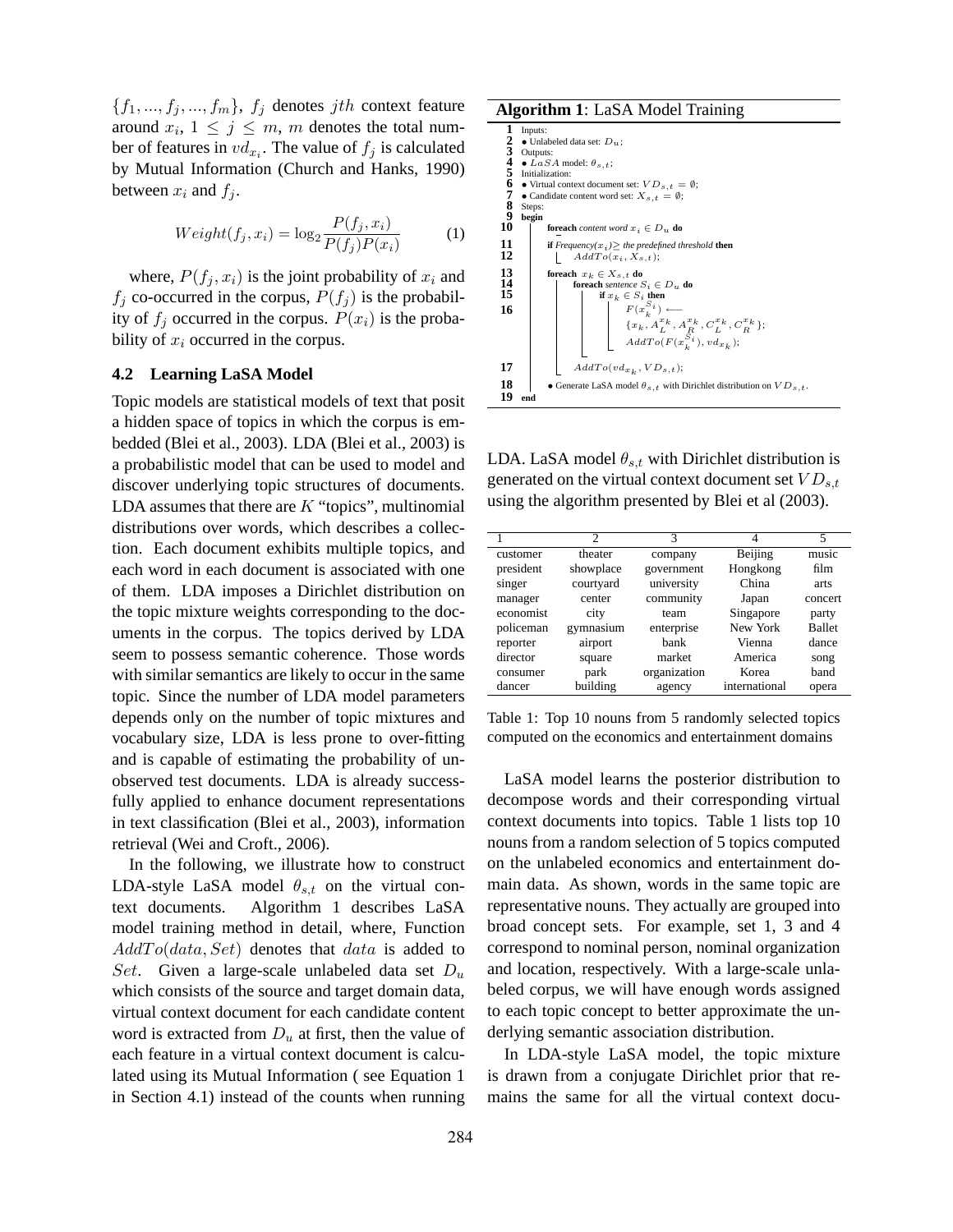$\{f_1, ..., f_j, ..., f_m\}$, $f_j$ denotes $jth$ context feature around $x_i$, $1 \leq j \leq m$, $m$ denotes the total number of features in $vd_{x_i}$. The value of $f_j$ is calculated by Mutual Information (Church and Hanks, 1990) between $x_i$ and $f_j$.

$$Weight(f_j, x_i) = \log_2 \frac{P(f_j, x_i)}{P(f_j)P(x_i)} \quad (1)$$

where, $P(f_j, x_i)$ is the joint probability of $x_i$ and $f_j$ co-occurred in the corpus, $P(f_j)$ is the probability of $f_j$ occurred in the corpus. $P(x_i)$ is the probability of $x_i$ occurred in the corpus.

### 4.2 Learning LaSA Model

Topic models are statistical models of text that posit a hidden space of topics in which the corpus is embedded (Blei et al., 2003). LDA (Blei et al., 2003) is a probabilistic model that can be used to model and discover underlying topic structures of documents. LDA assumes that there are $K$ "topics", multinomial distributions over words, which describes a collection. Each document exhibits multiple topics, and each word in each document is associated with one of them. LDA imposes a Dirichlet distribution on the topic mixture weights corresponding to the documents in the corpus. The topics derived by LDA seem to possess semantic coherence. Those words with similar semantics are likely to occur in the same topic. Since the number of LDA model parameters depends only on the number of topic mixtures and vocabulary size, LDA is less prone to over-fitting and is capable of estimating the probability of unobserved test documents. LDA is already successfully applied to enhance document representations in text classification (Blei et al., 2003), information retrieval (Wei and Croft., 2006).

In the following, we illustrate how to construct LDA-style LaSA model $\theta_{s,t}$ on the virtual context documents. Algorithm 1 describes LaSA model training method in detail, where, Function $AddTo(data, Set)$ denotes that $data$ is added to $Set$. Given a large-scale unlabeled data set $D_u$ which consists of the source and target domain data, virtual context document for each candidate content word is extracted from $D_u$ at first, then the value of each feature in a virtual context document is calculated using its Mutual Information ( see Equation 1 in Section 4.1) instead of the counts when running

**Algorithm 1**: LaSA Model Training

```
1  Inputs:
2  • Unlabeled data set: D_u;
3  Outputs:
4  • LaSA model: θ_{s,t};
5  Initialization:
6  • Virtual context document set: VD_{s,t} = ∅;
7  • Candidate content word set: X_{s,t} = ∅;
8  Steps:
9  begin
10     foreach content word x_i ∈ D_u do
11         if Frequency(x_i) ≥ the predefined threshold then
12             AddTo(x_i, X_{s,t});
13     foreach x_k ∈ X_{s,t} do
14         foreach sentence S_i ∈ D_u do
15             if x_k ∈ S_i then
16                 F(x_k^{S_i}) ⟵ {x_k, A_L^{x_k}, A_R^{x_k}, C_L^{x_k}, C_R^{x_k}};
                   AddTo(F(x_k^{S_i}), vd_{x_k});
17         AddTo(vd_{x_k}, VD_{s,t});
18     • Generate LaSA model θ_{s,t} with Dirichlet distribution on VD_{s,t}.
19 end
```

LDA. LaSA model $\theta_{s,t}$ with Dirichlet distribution is generated on the virtual context document set $VD_{s,t}$ using the algorithm presented by Blei et al (2003).

| 1 | 2 | 3 | 4 | 5 |
|---|---|---|---|---|
| customer | theater | company | Beijing | music |
| president | showplace | government | Hongkong | film |
| singer | courtyard | university | China | arts |
| manager | center | community | Japan | concert |
| economist | city | team | Singapore | party |
| policeman | gymnasium | enterprise | New York | Ballet |
| reporter | airport | bank | Vienna | dance |
| director | square | market | America | song |
| consumer | park | organization | Korea | band |
| dancer | building | agency | international | opera |

Table 1: Top 10 nouns from 5 randomly selected topics computed on the economics and entertainment domains

LaSA model learns the posterior distribution to decompose words and their corresponding virtual context documents into topics. Table 1 lists top 10 nouns from a random selection of 5 topics computed on the unlabeled economics and entertainment domain data. As shown, words in the same topic are representative nouns. They actually are grouped into broad concept sets. For example, set 1, 3 and 4 correspond to nominal person, nominal organization and location, respectively. With a large-scale unlabeled corpus, we will have enough words assigned to each topic concept to better approximate the underlying semantic association distribution.

In LDA-style LaSA model, the topic mixture is drawn from a conjugate Dirichlet prior that remains the same for all the virtual context docu-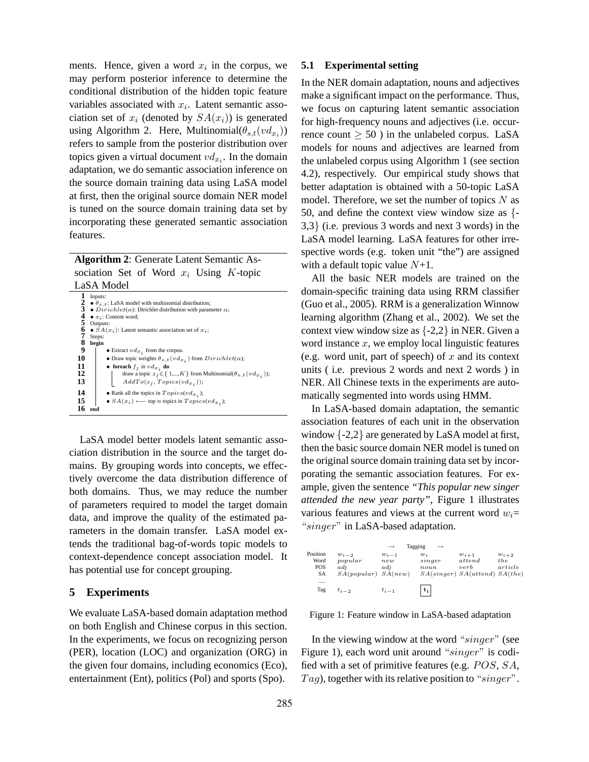ments. Hence, given a word $x_i$ in the corpus, we may perform posterior inference to determine the conditional distribution of the hidden topic feature variables associated with $x_i$. Latent semantic association set of $x_i$ (denoted by $SA(x_i)$) is generated using Algorithm 2. Here, Multinomial($\theta_{s,t}(vd_{x_i})$) refers to sample from the posterior distribution over topics given a virtual document $vd_{x_i}$. In the domain adaptation, we do semantic association inference on the source domain training data using LaSA model at first, then the original source domain NER model is tuned on the source domain training data set by incorporating these generated semantic association features.

**Algorithm 2**: Generate Latent Semantic Association Set of Word $x_i$ Using $K$-topic LaSA Model

```
1  Inputs:
2  • θ_{s,t}: LaSA model with multinomial distribution;
3  • Dirichlet(α): Dirichlet distribution with parameter α;
4  • x_i: Content word;
5  Outputs:
6  • SA(x_i): Latent semantic association set of x_i;
7  Steps:
8  begin
9      • Extract vd_{x_i} from the corpus.
10     • Draw topic weights θ_{s,t}(vd_{x_i}) from Dirichlet(α);
11     • foreach f_j in vd_{x_i} do
12         draw a topic z_j ∈ { 1,...,K} from Multinomial(θ_{s,t}(vd_{x_i}));
13         AddTo(z_j, Topics(vd_{x_i}));
14     • Rank all the topics in Topics(vd_{x_i});
15     • SA(x_i) ⟵ top n topics in Topics(vd_{x_i});
16 end
```

LaSA model better models latent semantic association distribution in the source and the target domains. By grouping words into concepts, we effectively overcome the data distribution difference of both domains. Thus, we may reduce the number of parameters required to model the target domain data, and improve the quality of the estimated parameters in the domain transfer. LaSA model extends the traditional bag-of-words topic models to context-dependence concept association model. It has potential use for concept grouping.

## 5 Experiments

We evaluate LaSA-based domain adaptation method on both English and Chinese corpus in this section. In the experiments, we focus on recognizing person (PER), location (LOC) and organization (ORG) in the given four domains, including economics (Eco), entertainment (Ent), politics (Pol) and sports (Spo).

### 5.1 Experimental setting

In the NER domain adaptation, nouns and adjectives make a significant impact on the performance. Thus, we focus on capturing latent semantic association for high-frequency nouns and adjectives (i.e. occurrence count $\geq 50$ ) in the unlabeled corpus. LaSA models for nouns and adjectives are learned from the unlabeled corpus using Algorithm 1 (see section 4.2), respectively. Our empirical study shows that better adaptation is obtained with a 50-topic LaSA model. Therefore, we set the number of topics $N$ as 50, and define the context view window size as {-3,3} (i.e. previous 3 words and next 3 words) in the LaSA model learning. LaSA features for other irrespective words (e.g. token unit "the") are assigned with a default topic value $N$+1.

All the basic NER models are trained on the domain-specific training data using RRM classifier (Guo et al., 2005). RRM is a generalization Winnow learning algorithm (Zhang et al., 2002). We set the context view window size as {-2,2} in NER. Given a word instance $x$, we employ local linguistic features (e.g. word unit, part of speech) of $x$ and its context units ( i.e. previous 2 words and next 2 words ) in NER. All Chinese texts in the experiments are automatically segmented into words using HMM.

In LaSA-based domain adaptation, the semantic association features of each unit in the observation window {-2,2} are generated by LaSA model at first, then the basic source domain NER model is tuned on the original source domain training data set by incorporating the semantic association features. For example, given the sentence *"This popular new singer attended the new year party"*, Figure 1 illustrates various features and views at the current word $w_i$= "$singer$" in LaSA-based adaptation.

| | | | → Tagging → | | |
|---|---|---|---|---|---|
| Position | $w_{i-2}$ | $w_{i-1}$ | $w_i$ | $w_{i+1}$ | $w_{i+2}$ |
| Word | $popular$ | $new$ | $singer$ | $attend$ | $the$ |
| POS | $adj$ | $adj$ | $noun$ | $verb$ | $article$ |
| SA | $SA(popular)$ | $SA(new)$ | $SA(singer)$ | $SA(attend)$ | $SA(the)$ |
| ..... | | | | | |
| Tag | $t_{i-2}$ | $t_{i-1}$ | $t_i$ | | |

Figure 1: Feature window in LaSA-based adaptation

In the viewing window at the word "$singer$" (see Figure 1), each word unit around "$singer$" is codified with a set of primitive features (e.g. $POS$, $SA$, $Tag$), together with its relative position to "$singer$".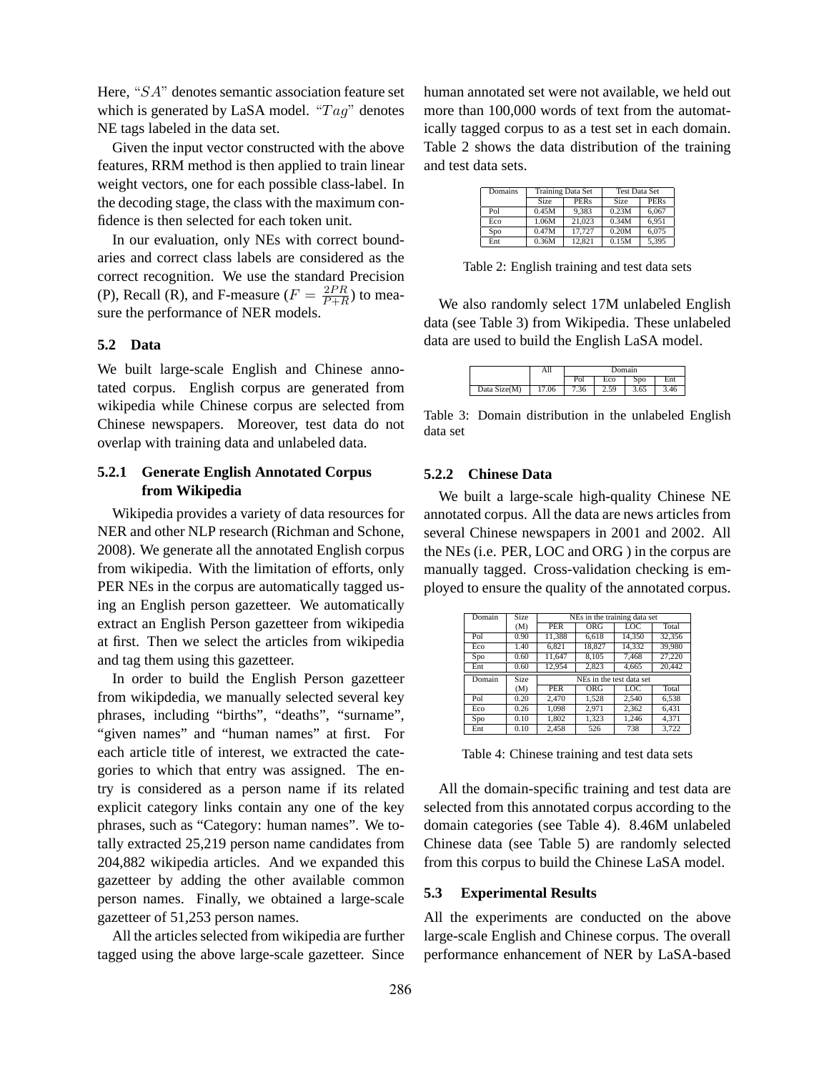Here, "$SA$" denotes semantic association feature set which is generated by LaSA model. "$Tag$" denotes NE tags labeled in the data set.

Given the input vector constructed with the above features, RRM method is then applied to train linear weight vectors, one for each possible class-label. In the decoding stage, the class with the maximum confidence is then selected for each token unit.

In our evaluation, only NEs with correct boundaries and correct class labels are considered as the correct recognition. We use the standard Precision (P), Recall (R), and F-measure ($F = \frac{2PR}{P+R}$) to measure the performance of NER models.

### 5.2 Data

We built large-scale English and Chinese annotated corpus. English corpus are generated from wikipedia while Chinese corpus are selected from Chinese newspapers. Moreover, test data do not overlap with training data and unlabeled data.

#### 5.2.1 Generate English Annotated Corpus from Wikipedia

Wikipedia provides a variety of data resources for NER and other NLP research (Richman and Schone, 2008). We generate all the annotated English corpus from wikipedia. With the limitation of efforts, only PER NEs in the corpus are automatically tagged using an English person gazetteer. We automatically extract an English Person gazetteer from wikipedia at first. Then we select the articles from wikipedia and tag them using this gazetteer.

In order to build the English Person gazetteer from wikipdedia, we manually selected several key phrases, including "births", "deaths", "surname", "given names" and "human names" at first. For each article title of interest, we extracted the categories to which that entry was assigned. The entry is considered as a person name if its related explicit category links contain any one of the key phrases, such as "Category: human names". We totally extracted 25,219 person name candidates from 204,882 wikipedia articles. And we expanded this gazetteer by adding the other available common person names. Finally, we obtained a large-scale gazetteer of 51,253 person names.

All the articles selected from wikipedia are further tagged using the above large-scale gazetteer. Since human annotated set were not available, we held out more than 100,000 words of text from the automatically tagged corpus to as a test set in each domain. Table 2 shows the data distribution of the training and test data sets.

| Domains | Training Data Set | | Test Data Set | |
|---|---|---|---|---|
| | Size | PERs | Size | PERs |
| Pol | 0.45M | 9,383 | 0.23M | 6,067 |
| Eco | 1.06M | 21,023 | 0.34M | 6,951 |
| Spo | 0.47M | 17,727 | 0.20M | 6,075 |
| Ent | 0.36M | 12,821 | 0.15M | 5,395 |

Table 2: English training and test data sets

We also randomly select 17M unlabeled English data (see Table 3) from Wikipedia. These unlabeled data are used to build the English LaSA model.

| | All | Domain | | | |
|---|---|---|---|---|---|
| | | Pol | Eco | Spo | Ent |
| Data Size(M) | 17.06 | 7.36 | 2.59 | 3.65 | 3.46 |

Table 3: Domain distribution in the unlabeled English data set

#### 5.2.2 Chinese Data

We built a large-scale high-quality Chinese NE annotated corpus. All the data are news articles from several Chinese newspapers in 2001 and 2002. All the NEs (i.e. PER, LOC and ORG ) in the corpus are manually tagged. Cross-validation checking is employed to ensure the quality of the annotated corpus.

| Domain | Size | NEs in the training data set | | | |
|---|---|---|---|---|---|
| | (M) | PER | ORG | LOC | Total |
| Pol | 0.90 | 11,388 | 6,618 | 14,350 | 32,356 |
| Eco | 1.40 | 6,821 | 18,827 | 14,332 | 39,980 |
| Spo | 0.60 | 11,647 | 8,105 | 7,468 | 27,220 |
| Ent | 0.60 | 12,954 | 2,823 | 4,665 | 20,442 |
| **Domain** | **Size** | **NEs in the test data set** | | | |
| | (M) | PER | ORG | LOC | Total |
| Pol | 0.20 | 2,470 | 1,528 | 2,540 | 6,538 |
| Eco | 0.26 | 1,098 | 2,971 | 2,362 | 6,431 |
| Spo | 0.10 | 1,802 | 1,323 | 1,246 | 4,371 |
| Ent | 0.10 | 2,458 | 526 | 738 | 3,722 |

Table 4: Chinese training and test data sets

All the domain-specific training and test data are selected from this annotated corpus according to the domain categories (see Table 4). 8.46M unlabeled Chinese data (see Table 5) are randomly selected from this corpus to build the Chinese LaSA model.

### 5.3 Experimental Results

All the experiments are conducted on the above large-scale English and Chinese corpus. The overall performance enhancement of NER by LaSA-based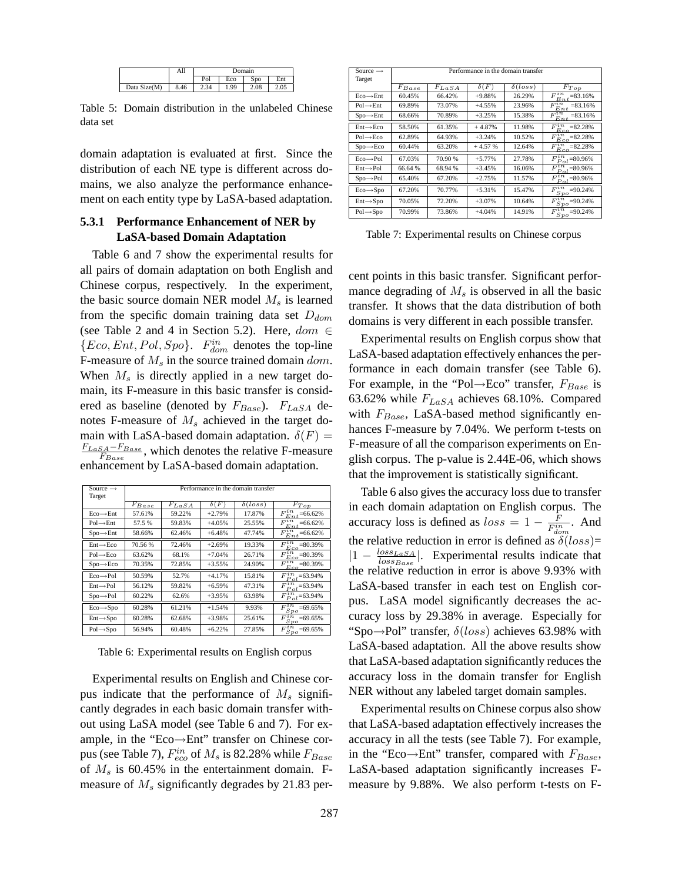| | All | Domain | | | |
|---|---|---|---|---|---|
| | | Pol | Eco | Spo | Ent |
| Data Size(M) | 8.46 | 2.34 | 1.99 | 2.08 | 2.05 |

Table 5: Domain distribution in the unlabeled Chinese data set

domain adaptation is evaluated at first. Since the distribution of each NE type is different across domains, we also analyze the performance enhancement on each entity type by LaSA-based adaptation.

#### 5.3.1 Performance Enhancement of NER by LaSA-based Domain Adaptation

Table 6 and 7 show the experimental results for all pairs of domain adaptation on both English and Chinese corpus, respectively. In the experiment, the basic source domain NER model $M_s$ is learned from the specific domain training data set $D_{dom}$ (see Table 2 and 4 in Section 5.2). Here, $dom \in \{Eco, Ent, Pol, Spo\}$. $F^{in}_{dom}$ denotes the top-line F-measure of $M_s$ in the source trained domain $dom$. When $M_s$ is directly applied in a new target domain, its F-measure in this basic transfer is considered as baseline (denoted by $F_{Base}$). $F_{LaSA}$ denotes F-measure of $M_s$ achieved in the target domain with LaSA-based domain adaptation. $\delta(F) = \frac{F_{LaSA} - F_{Base}}{F_{Base}}$, which denotes the relative F-measure enhancement by LaSA-based domain adaptation.

| Source → Target | Performance in the domain transfer | | | | |
|---|---|---|---|---|---|
| | $F_{Base}$ | $F_{LaSA}$ | $\delta(F)$ | $\delta(loss)$ | $F_{Top}$ |
| Eco→Ent | 57.61% | 59.22% | +2.79% | 17.87% | $F^{in}_{Ent}$=66.62% |
| Pol→Ent | 57.5 % | 59.83% | +4.05% | 25.55% | $F^{in}_{Ent}$=66.62% |
| Spo→Ent | 58.66% | 62.46% | +6.48% | 47.74% | $F^{in}_{Ent}$=66.62% |
| Ent→Eco | 70.56 % | 72.46% | +2.69% | 19.33% | $F^{in}_{Eco}$=80.39% |
| Pol→Eco | 63.62% | 68.1% | +7.04% | 26.71% | $F^{in}_{Eco}$=80.39% |
| Spo→Eco | 70.35% | 72.85% | +3.55% | 24.90% | $F^{in}_{Eco}$=80.39% |
| Eco→Pol | 50.59% | 52.7% | +4.17% | 15.81% | $F^{in}_{Pol}$=63.94% |
| Ent→Pol | 56.12% | 59.82% | +6.59% | 47.31% | $F^{in}_{Pol}$=63.94% |
| Spo→Pol | 60.22% | 62.6% | +3.95% | 63.98% | $F^{in}_{Pol}$=63.94% |
| Eco→Spo | 60.28% | 61.21% | +1.54% | 9.93% | $F^{in}_{Spo}$=69.65% |
| Ent→Spo | 60.28% | 62.68% | +3.98% | 25.61% | $F^{in}_{Spo}$=69.65% |
| Pol→Spo | 56.94% | 60.48% | +6.22% | 27.85% | $F^{in}_{Spo}$=69.65% |

Table 6: Experimental results on English corpus

Experimental results on English and Chinese corpus indicate that the performance of $M_s$ significantly degrades in each basic domain transfer without using LaSA model (see Table 6 and 7). For example, in the "Eco→Ent" transfer on Chinese corpus (see Table 7), $F^{in}_{eco}$ of $M_s$ is 82.28% while $F_{Base}$ of $M_s$ is 60.45% in the entertainment domain. F-measure of $M_s$ significantly degrades by 21.83 per-

| Source → Target | Performance in the domain transfer | | | | |
|---|---|---|---|---|---|
| | $F_{Base}$ | $F_{LaSA}$ | $\delta(F)$ | $\delta(loss)$ | $F_{Top}$ |
| Eco→Ent | 60.45% | 66.42% | +9.88% | 26.29% | $F^{in}_{Ent}$=83.16% |
| Pol→Ent | 69.89% | 73.07% | +4.55% | 23.96% | $F^{in}_{Ent}$=83.16% |
| Spo→Ent | 68.66% | 70.89% | +3.25% | 15.38% | $F^{in}_{Ent}$=83.16% |
| Ent→Eco | 58.50% | 61.35% | + 4.87% | 11.98% | $F^{in}_{Eco}$=82.28% |
| Pol→Eco | 62.89% | 64.93% | +3.24% | 10.52% | $F^{in}_{Eco}$=82.28% |
| Spo→Eco | 60.44% | 63.20% | + 4.57 % | 12.64% | $F^{in}_{Eco}$=82.28% |
| Eco→Pol | 67.03% | 70.90 % | +5.77% | 27.78% | $F^{in}_{Pol}$=80.96% |
| Ent→Pol | 66.64 % | 68.94 % | +3.45% | 16.06% | $F^{in}_{Pol}$=80.96% |
| Spo→Pol | 65.40% | 67.20% | +2.75% | 11.57% | $F^{in}_{Pol}$=80.96% |
| Eco→Spo | 67.20% | 70.77% | +5.31% | 15.47% | $F^{in}_{Spo}$=90.24% |
| Ent→Spo | 70.05% | 72.20% | +3.07% | 10.64% | $F^{in}_{Spo}$=90.24% |
| Pol→Spo | 70.99% | 73.86% | +4.04% | 14.91% | $F^{in}_{Spo}$=90.24% |

Table 7: Experimental results on Chinese corpus

cent points in this basic transfer. Significant performance degrading of $M_s$ is observed in all the basic transfer. It shows that the data distribution of both domains is very different in each possible transfer.

Experimental results on English corpus show that LaSA-based adaptation effectively enhances the performance in each domain transfer (see Table 6). For example, in the "Pol→Eco" transfer, $F_{Base}$ is 63.62% while $F_{LaSA}$ achieves 68.10%. Compared with $F_{Base}$, LaSA-based method significantly enhances F-measure by 7.04%. We perform t-tests on F-measure of all the comparison experiments on English corpus. The p-value is 2.44E-06, which shows that the improvement is statistically significant.

Table 6 also gives the accuracy loss due to transfer in each domain adaptation on English corpus. The accuracy loss is defined as $loss = 1 - \frac{F}{F^{in}_{dom}}$. And the relative reduction in error is defined as $\delta(loss)$= $|1 - \frac{loss_{LaSA}}{loss_{Base}}|$. Experimental results indicate that the relative reduction in error is above 9.93% with LaSA-based transfer in each test on English corpus. LaSA model significantly decreases the accuracy loss by 29.38% in average. Especially for "Spo→Pol" transfer, $\delta(loss)$ achieves 63.98% with LaSA-based adaptation. All the above results show that LaSA-based adaptation significantly reduces the accuracy loss in the domain transfer for English NER without any labeled target domain samples.

Experimental results on Chinese corpus also show that LaSA-based adaptation effectively increases the accuracy in all the tests (see Table 7). For example, in the "Eco→Ent" transfer, compared with $F_{Base}$, LaSA-based adaptation significantly increases F-measure by 9.88%. We also perform t-tests on F-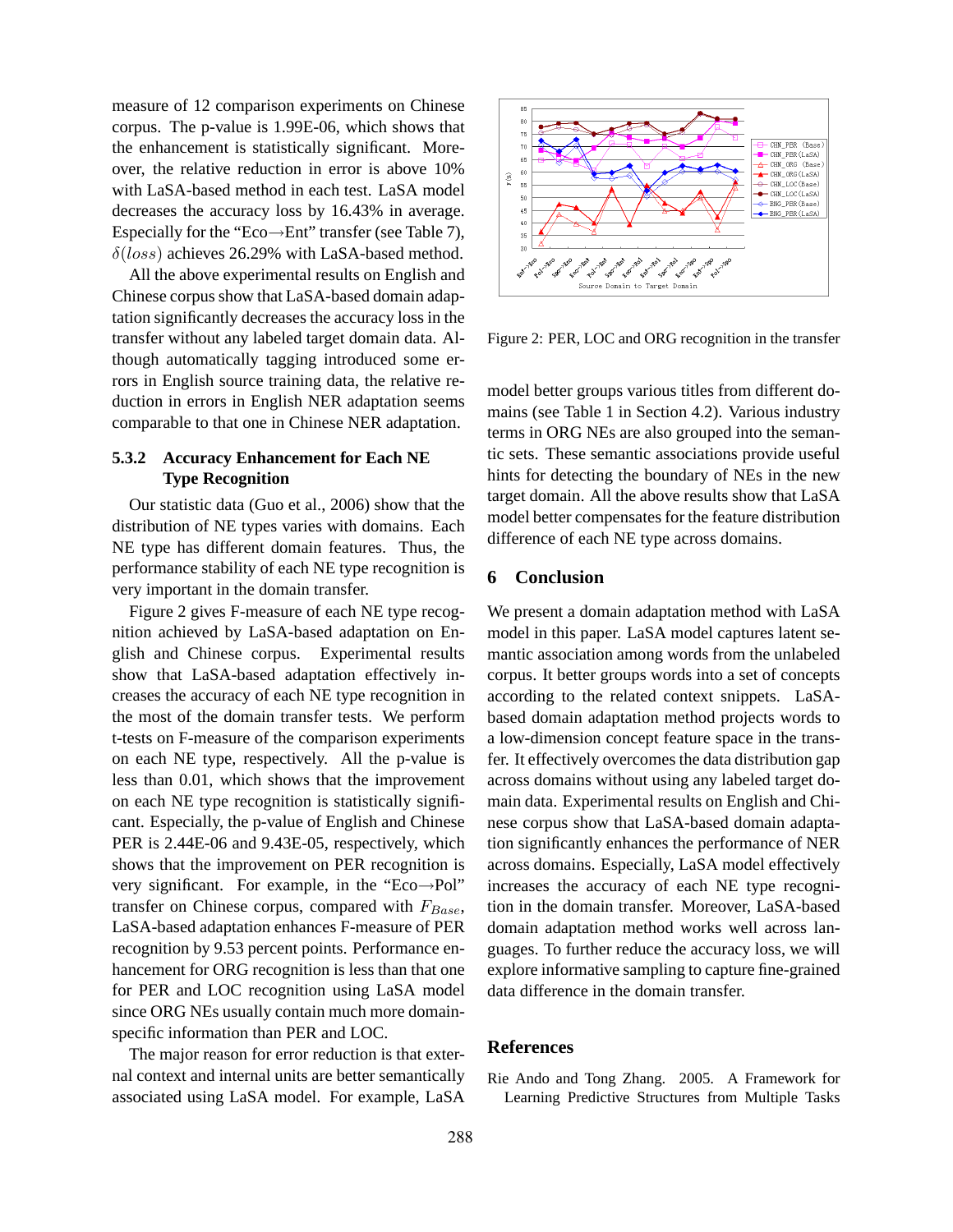measure of 12 comparison experiments on Chinese corpus. The p-value is 1.99E-06, which shows that the enhancement is statistically significant. Moreover, the relative reduction in error is above 10% with LaSA-based method in each test. LaSA model decreases the accuracy loss by 16.43% in average. Especially for the "Eco→Ent" transfer (see Table 7), $\delta(loss)$ achieves 26.29% with LaSA-based method.

All the above experimental results on English and Chinese corpus show that LaSA-based domain adaptation significantly decreases the accuracy loss in the transfer without any labeled target domain data. Although automatically tagging introduced some errors in English source training data, the relative reduction in errors in English NER adaptation seems comparable to that one in Chinese NER adaptation.

### 5.3.2 Accuracy Enhancement for Each NE Type Recognition

Our statistic data (Guo et al., 2006) show that the distribution of NE types varies with domains. Each NE type has different domain features. Thus, the performance stability of each NE type recognition is very important in the domain transfer.

Figure 2 gives F-measure of each NE type recognition achieved by LaSA-based adaptation on English and Chinese corpus. Experimental results show that LaSA-based adaptation effectively increases the accuracy of each NE type recognition in the most of the domain transfer tests. We perform t-tests on F-measure of the comparison experiments on each NE type, respectively. All the p-value is less than 0.01, which shows that the improvement on each NE type recognition is statistically significant. Especially, the p-value of English and Chinese PER is 2.44E-06 and 9.43E-05, respectively, which shows that the improvement on PER recognition is very significant. For example, in the "Eco→Pol" transfer on Chinese corpus, compared with $F_{Base}$, LaSA-based adaptation enhances F-measure of PER recognition by 9.53 percent points. Performance enhancement for ORG recognition is less than that one for PER and LOC recognition using LaSA model since ORG NEs usually contain much more domain-specific information than PER and LOC.

The major reason for error reduction is that external context and internal units are better semantically associated using LaSA model. For example, LaSA model better groups various titles from different domains (see Table 1 in Section 4.2). Various industry terms in ORG NEs are also grouped into the semantic sets. These semantic associations provide useful hints for detecting the boundary of NEs in the new target domain. All the above results show that LaSA model better compensates for the feature distribution difference of each NE type across domains.

85
80
75
70
65
60
55
50
45
40
35
30
F(%)
CHN_PER (Base)
CHN_PER(LaSA)
CHN_ORG (Base)
CHN_ORG(LaSA)
CHN_LOC(Base)
CHN_LOC(LaSA)
ENG_PER(Base)
ENG_PER(LaSA)
Ent->Eco
Pol->Eco
Spo->Eco
Eco->Ent
Pol->Ent
Spo->Ent
Eco->Pol
Ent->Pol
Spo->Pol
Eco->Spo
Ent->Spo
Pol->Spo
Source Domain to Target Domain

Figure 2: PER, LOC and ORG recognition in the transfer

## 6 Conclusion

We present a domain adaptation method with LaSA model in this paper. LaSA model captures latent semantic association among words from the unlabeled corpus. It better groups words into a set of concepts according to the related context snippets. LaSA-based domain adaptation method projects words to a low-dimension concept feature space in the transfer. It effectively overcomes the data distribution gap across domains without using any labeled target domain data. Experimental results on English and Chinese corpus show that LaSA-based domain adaptation significantly enhances the performance of NER across domains. Especially, LaSA model effectively increases the accuracy of each NE type recognition in the domain transfer. Moreover, LaSA-based domain adaptation method works well across languages. To further reduce the accuracy loss, we will explore informative sampling to capture fine-grained data difference in the domain transfer.

## References

Rie Ando and Tong Zhang. 2005. A Framework for Learning Predictive Structures from Multiple Tasks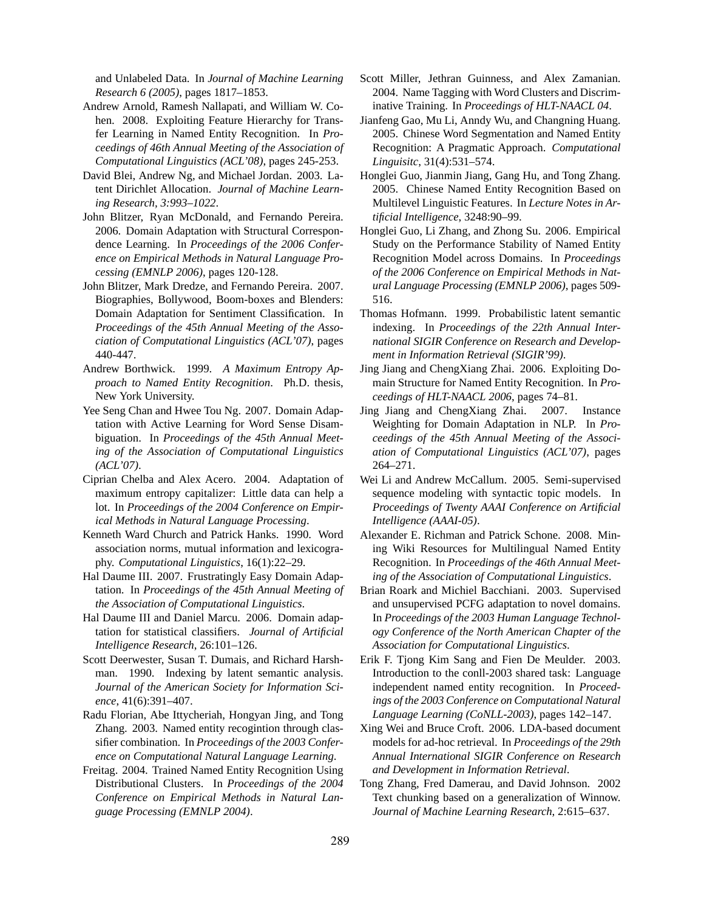and Unlabeled Data. In *Journal of Machine Learning Research 6 (2005)*, pages 1817–1853.

Andrew Arnold, Ramesh Nallapati, and William W. Cohen. 2008. Exploiting Feature Hierarchy for Transfer Learning in Named Entity Recognition. In *Proceedings of 46th Annual Meeting of the Association of Computational Linguistics (ACL'08)*, pages 245-253.

David Blei, Andrew Ng, and Michael Jordan. 2003. Latent Dirichlet Allocation. *Journal of Machine Learning Research, 3:993–1022*.

John Blitzer, Ryan McDonald, and Fernando Pereira. 2006. Domain Adaptation with Structural Correspondence Learning. In *Proceedings of the 2006 Conference on Empirical Methods in Natural Language Processing (EMNLP 2006)*, pages 120-128.

John Blitzer, Mark Dredze, and Fernando Pereira. 2007. Biographies, Bollywood, Boom-boxes and Blenders: Domain Adaptation for Sentiment Classification. In *Proceedings of the 45th Annual Meeting of the Association of Computational Linguistics (ACL'07)*, pages 440-447.

Andrew Borthwick. 1999. *A Maximum Entropy Approach to Named Entity Recognition*. Ph.D. thesis, New York University.

Yee Seng Chan and Hwee Tou Ng. 2007. Domain Adaptation with Active Learning for Word Sense Disambiguation. In *Proceedings of the 45th Annual Meeting of the Association of Computational Linguistics (ACL'07)*.

Ciprian Chelba and Alex Acero. 2004. Adaptation of maximum entropy capitalizer: Little data can help a lot. In *Proceedings of the 2004 Conference on Empirical Methods in Natural Language Processing*.

Kenneth Ward Church and Patrick Hanks. 1990. Word association norms, mutual information and lexicography. *Computational Linguistics*, 16(1):22–29.

Hal Daume III. 2007. Frustratingly Easy Domain Adaptation. In *Proceedings of the 45th Annual Meeting of the Association of Computational Linguistics*.

Hal Daume III and Daniel Marcu. 2006. Domain adaptation for statistical classifiers. *Journal of Artificial Intelligence Research*, 26:101–126.

Scott Deerwester, Susan T. Dumais, and Richard Harshman. 1990. Indexing by latent semantic analysis. *Journal of the American Society for Information Science*, 41(6):391–407.

Radu Florian, Abe Ittycheriah, Hongyan Jing, and Tong Zhang. 2003. Named entity recogintion through classifier combination. In *Proceedings of the 2003 Conference on Computational Natural Language Learning*.

Freitag. 2004. Trained Named Entity Recognition Using Distributional Clusters. In *Proceedings of the 2004 Conference on Empirical Methods in Natural Language Processing (EMNLP 2004)*.

Scott Miller, Jethran Guinness, and Alex Zamanian. 2004. Name Tagging with Word Clusters and Discriminative Training. In *Proceedings of HLT-NAACL 04*.

Jianfeng Gao, Mu Li, Anndy Wu, and Changning Huang. 2005. Chinese Word Segmentation and Named Entity Recognition: A Pragmatic Approach. *Computational Linguisitc*, 31(4):531–574.

Honglei Guo, Jianmin Jiang, Gang Hu, and Tong Zhang. 2005. Chinese Named Entity Recognition Based on Multilevel Linguistic Features. In *Lecture Notes in Artificial Intelligence*, 3248:90–99.

Honglei Guo, Li Zhang, and Zhong Su. 2006. Empirical Study on the Performance Stability of Named Entity Recognition Model across Domains. In *Proceedings of the 2006 Conference on Empirical Methods in Natural Language Processing (EMNLP 2006)*, pages 509-516.

Thomas Hofmann. 1999. Probabilistic latent semantic indexing. In *Proceedings of the 22th Annual International SIGIR Conference on Research and Development in Information Retrieval (SIGIR'99)*.

Jing Jiang and ChengXiang Zhai. 2006. Exploiting Domain Structure for Named Entity Recognition. In *Proceedings of HLT-NAACL 2006*, pages 74–81.

Jing Jiang and ChengXiang Zhai. 2007. Instance Weighting for Domain Adaptation in NLP. In *Proceedings of the 45th Annual Meeting of the Association of Computational Linguistics (ACL'07)*, pages 264–271.

Wei Li and Andrew McCallum. 2005. Semi-supervised sequence modeling with syntactic topic models. In *Proceedings of Twenty AAAI Conference on Artificial Intelligence (AAAI-05)*.

Alexander E. Richman and Patrick Schone. 2008. Mining Wiki Resources for Multilingual Named Entity Recognition. In *Proceedings of the 46th Annual Meeting of the Association of Computational Linguistics*.

Brian Roark and Michiel Bacchiani. 2003. Supervised and unsupervised PCFG adaptation to novel domains. In *Proceedings of the 2003 Human Language Technology Conference of the North American Chapter of the Association for Computational Linguistics*.

Erik F. Tjong Kim Sang and Fien De Meulder. 2003. Introduction to the conll-2003 shared task: Language independent named entity recognition. In *Proceedings of the 2003 Conference on Computational Natural Language Learning (CoNLL-2003)*, pages 142–147.

Xing Wei and Bruce Croft. 2006. LDA-based document models for ad-hoc retrieval. In *Proceedings of the 29th Annual International SIGIR Conference on Research and Development in Information Retrieval*.

Tong Zhang, Fred Damerau, and David Johnson. 2002 Text chunking based on a generalization of Winnow. *Journal of Machine Learning Research*, 2:615–637.